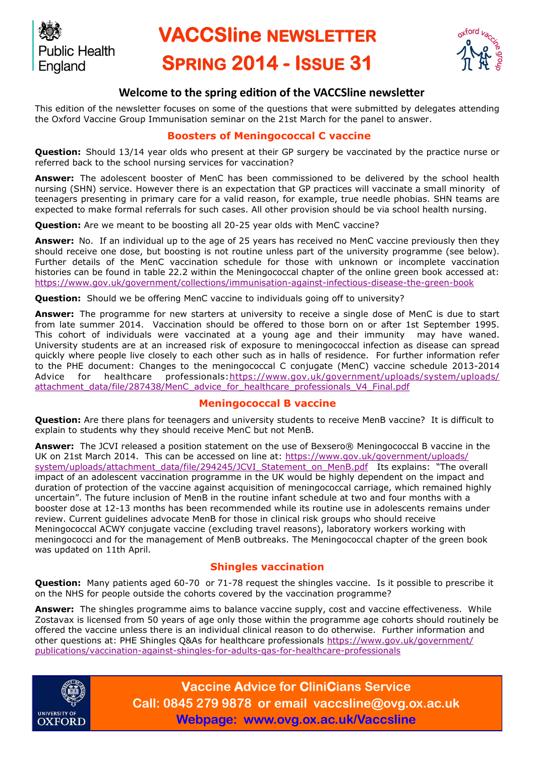# VACCSline NEWSLETTER

# SPRING 2014 - ISSUE 31

Public Health England

oxford vaccine group

## Welcome to the spring edition of the VACCSline newsletter

This edition of the newsletter focuses on some of the questions that were submitted by delegates attending the Oxford Vaccine Group Immunisation seminar on the 21st March for the panel to answer.

### Boosters of Meningococcal C vaccine

**Question:** Should 13/14 year olds who present at their GP surgery be vaccinated by the practice nurse or referred back to the school nursing services for vaccination?

**Answer:** The adolescent booster of MenC has been commissioned to be delivered by the school health nursing (SHN) service. However there is an expectation that GP practices will vaccinate a small minority of teenagers presenting in primary care for a valid reason, for example, true needle phobias. SHN teams are expected to make formal referrals for such cases. All other provision should be via school health nursing.

**Question:** Are we meant to be boosting all 20-25 year olds with MenC vaccine?

**Answer:** No. If an individual up to the age of 25 years has received no MenC vaccine previously then they should receive one dose, but boosting is not routine unless part of the university programme (see below). Further details of the MenC vaccination schedule for those with unknown or incomplete vaccination histories can be found in table 22.2 within the Meningococcal chapter of the online green book accessed at: https://www.gov.uk/government/collections/immunisation-against-infectious-disease-the-green-book

**Question:** Should we be offering MenC vaccine to individuals going off to university?

**Answer:** The programme for new starters at university to receive a single dose of MenC is due to start from late summer 2014. Vaccination should be offered to those born on or after 1st September 1995. This cohort of individuals were vaccinated at a young age and their immunity may have waned. University students are at an increased risk of exposure to meningococcal infection as disease can spread quickly where people live closely to each other such as in halls of residence. For further information refer to the PHE document: Changes to the meningococcal C conjugate (MenC) vaccine schedule 2013-2014 Advice for healthcare professionals: https://www.gov.uk/government/uploads/system/uploads/attachment_data/file/287438/MenC_advice_for_healthcare_professionals_V4_Final.pdf

### Meningococcal B vaccine

**Question:** Are there plans for teenagers and university students to receive MenB vaccine? It is difficult to explain to students why they should receive MenC but not MenB.

**Answer:** The JCVI released a position statement on the use of Bexsero® Meningococcal B vaccine in the UK on 21st March 2014. This can be accessed on line at: https://www.gov.uk/government/uploads/system/uploads/attachment_data/file/294245/JCVI_Statement_on_MenB.pdf Its explains: "The overall impact of an adolescent vaccination programme in the UK would be highly dependent on the impact and duration of protection of the vaccine against acquisition of meningococcal carriage, which remained highly uncertain". The future inclusion of MenB in the routine infant schedule at two and four months with a booster dose at 12-13 months has been recommended while its routine use in adolescents remains under review. Current guidelines advocate MenB for those in clinical risk groups who should receive Meningococcal ACWY conjugate vaccine (excluding travel reasons), laboratory workers working with meningococci and for the management of MenB outbreaks. The Meningococcal chapter of the green book was updated on 11th April.

### Shingles vaccination

**Question:** Many patients aged 60-70 or 71-78 request the shingles vaccine. Is it possible to prescribe it on the NHS for people outside the cohorts covered by the vaccination programme?

**Answer:** The shingles programme aims to balance vaccine supply, cost and vaccine effectiveness. While Zostavax is licensed from 50 years of age only those within the programme age cohorts should routinely be offered the vaccine unless there is an individual clinical reason to do otherwise. Further information and other questions at: PHE Shingles Q&As for healthcare professionals https://www.gov.uk/government/publications/vaccination-against-shingles-for-adults-qas-for-healthcare-professionals

UNIVERSITY OF OXFORD

**Vaccine Advice for CliniCians Service**
**Call: 0845 279 9878 or email vaccsline@ovg.ox.ac.uk**
**Webpage: www.ovg.ox.ac.uk/Vaccsline**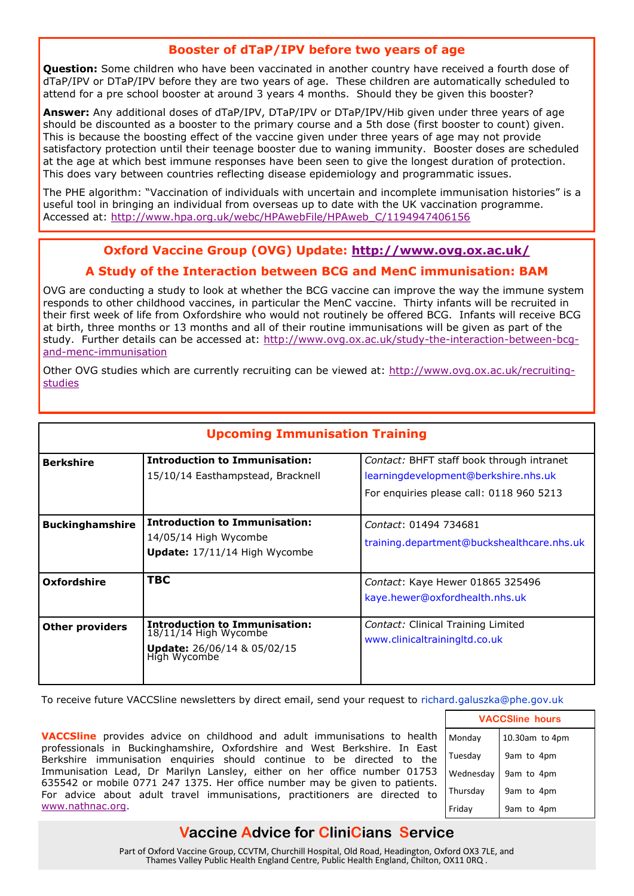## Booster of dTaP/IPV before two years of age

**Question:** Some children who have been vaccinated in another country have received a fourth dose of dTaP/IPV or DTaP/IPV before they are two years of age. These children are automatically scheduled to attend for a pre school booster at around 3 years 4 months. Should they be given this booster?

**Answer:** Any additional doses of dTaP/IPV, DTaP/IPV or DTaP/IPV/Hib given under three years of age should be discounted as a booster to the primary course and a 5th dose (first booster to count) given. This is because the boosting effect of the vaccine given under three years of age may not provide satisfactory protection until their teenage booster due to waning immunity. Booster doses are scheduled at the age at which best immune responses have been seen to give the longest duration of protection. This does vary between countries reflecting disease epidemiology and programmatic issues.

The PHE algorithm: "Vaccination of individuals with uncertain and incomplete immunisation histories" is a useful tool in bringing an individual from overseas up to date with the UK vaccination programme. Accessed at: http://www.hpa.org.uk/webc/HPAwebFile/HPAweb_C/1194947406156

## Oxford Vaccine Group (OVG) Update: http://www.ovg.ox.ac.uk/

### A Study of the Interaction between BCG and MenC immunisation: BAM

OVG are conducting a study to look at whether the BCG vaccine can improve the way the immune system responds to other childhood vaccines, in particular the MenC vaccine. Thirty infants will be recruited in their first week of life from Oxfordshire who would not routinely be offered BCG. Infants will receive BCG at birth, three months or 13 months and all of their routine immunisations will be given as part of the study. Further details can be accessed at: http://www.ovg.ox.ac.uk/study-the-interaction-between-bcg-and-menc-immunisation

Other OVG studies which are currently recruiting can be viewed at: http://www.ovg.ox.ac.uk/recruiting-studies

## Upcoming Immunisation Training

| | | |
|---|---|---|
| **Berkshire** | **Introduction to Immunisation:** 15/10/14 Easthampstead, Bracknell | *Contact:* BHFT staff book through intranet learningdevelopment@berkshire.nhs.uk For enquiries please call: 0118 960 5213 |
| **Buckinghamshire** | **Introduction to Immunisation:** 14/05/14 High Wycombe **Update:** 17/11/14 High Wycombe | *Contact*: 01494 734681 training.department@buckshealthcare.nhs.uk |
| **Oxfordshire** | **TBC** | *Contact*: Kaye Hewer 01865 325496 kaye.hewer@oxfordhealth.nhs.uk |
| **Other providers** | **Introduction to Immunisation:** 18/11/14 High Wycombe **Update:** 26/06/14 & 05/02/15 High Wycombe | *Contact:* Clinical Training Limited www.clinicaltrainingltd.co.uk |

To receive future VACCSline newsletters by direct email, send your request to richard.galuszka@phe.gov.uk

**VACCSline** provides advice on childhood and adult immunisations to health professionals in Buckinghamshire, Oxfordshire and West Berkshire. In East Berkshire immunisation enquiries should continue to be directed to the Immunisation Lead, Dr Marilyn Lansley, either on her office number 01753 635542 or mobile 0771 247 1375. Her office number may be given to patients. For advice about adult travel immunisations, practitioners are directed to www.nathnac.org.

| VACCSline hours | |
|---|---|
| Monday | 10.30am to 4pm |
| Tuesday | 9am to 4pm |
| Wednesday | 9am to 4pm |
| Thursday | 9am to 4pm |
| Friday | 9am to 4pm |

## Vaccine Advice for CliniCians Service

Part of Oxford Vaccine Group, CCVTM, Churchill Hospital, Old Road, Headington, Oxford OX3 7LE, and Thames Valley Public Health England Centre, Public Health England, Chilton, OX11 0RQ .